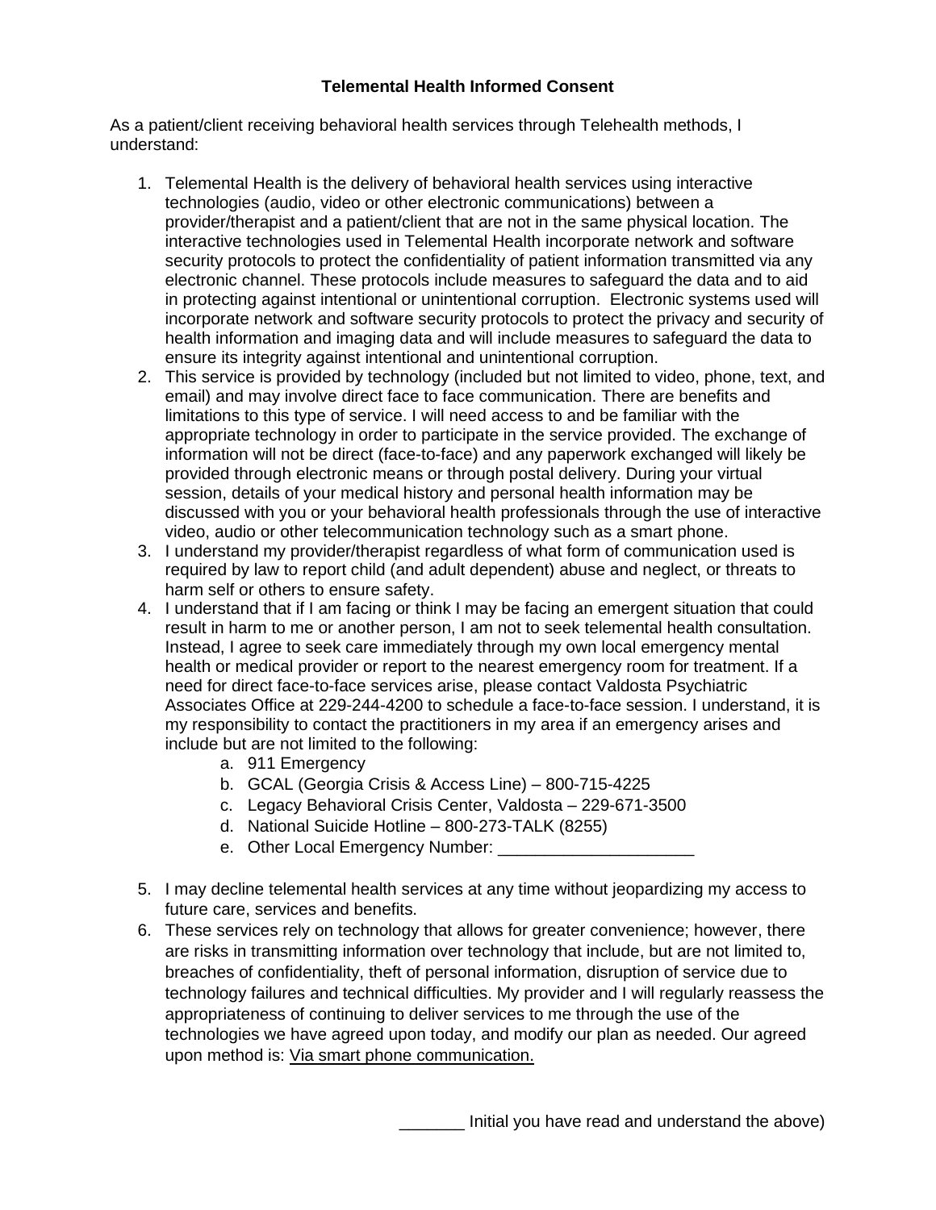# Telemental Health Informed Consent

As a patient/client receiving behavioral health services through Telehealth methods, I understand:

1. Telemental Health is the delivery of behavioral health services using interactive technologies (audio, video or other electronic communications) between a provider/therapist and a patient/client that are not in the same physical location. The interactive technologies used in Telemental Health incorporate network and software security protocols to protect the confidentiality of patient information transmitted via any electronic channel. These protocols include measures to safeguard the data and to aid in protecting against intentional or unintentional corruption. Electronic systems used will incorporate network and software security protocols to protect the privacy and security of health information and imaging data and will include measures to safeguard the data to ensure its integrity against intentional and unintentional corruption.
2. This service is provided by technology (included but not limited to video, phone, text, and email) and may involve direct face to face communication. There are benefits and limitations to this type of service. I will need access to and be familiar with the appropriate technology in order to participate in the service provided. The exchange of information will not be direct (face-to-face) and any paperwork exchanged will likely be provided through electronic means or through postal delivery. During your virtual session, details of your medical history and personal health information may be discussed with you or your behavioral health professionals through the use of interactive video, audio or other telecommunication technology such as a smart phone.
3. I understand my provider/therapist regardless of what form of communication used is required by law to report child (and adult dependent) abuse and neglect, or threats to harm self or others to ensure safety.
4. I understand that if I am facing or think I may be facing an emergent situation that could result in harm to me or another person, I am not to seek telemental health consultation. Instead, I agree to seek care immediately through my own local emergency mental health or medical provider or report to the nearest emergency room for treatment. If a need for direct face-to-face services arise, please contact Valdosta Psychiatric Associates Office at 229-244-4200 to schedule a face-to-face session. I understand, it is my responsibility to contact the practitioners in my area if an emergency arises and include but are not limited to the following:
    a. 911 Emergency
    b. GCAL (Georgia Crisis & Access Line) – 800-715-4225
    c. Legacy Behavioral Crisis Center, Valdosta – 229-671-3500
    d. National Suicide Hotline – 800-273-TALK (8255)
    e. Other Local Emergency Number: _____________________
5. I may decline telemental health services at any time without jeopardizing my access to future care, services and benefits.
6. These services rely on technology that allows for greater convenience; however, there are risks in transmitting information over technology that include, but are not limited to, breaches of confidentiality, theft of personal information, disruption of service due to technology failures and technical difficulties. My provider and I will regularly reassess the appropriateness of continuing to deliver services to me through the use of the technologies we have agreed upon today, and modify our plan as needed. Our agreed upon method is: Via smart phone communication.

_______ Initial you have read and understand the above)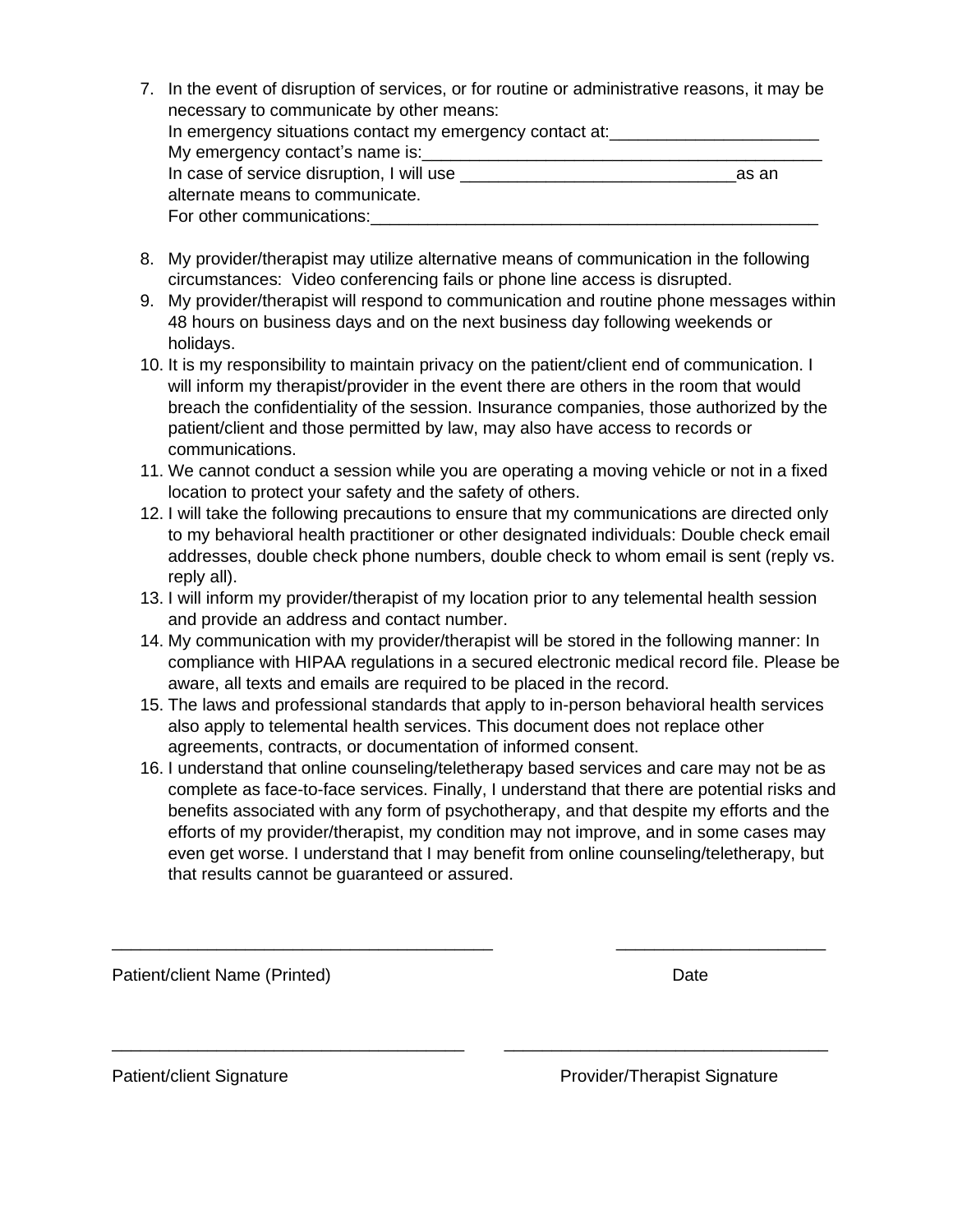7. In the event of disruption of services, or for routine or administrative reasons, it may be necessary to communicate by other means:
   In emergency situations contact my emergency contact at:______________________
   My emergency contact's name is:_____________________________________________
   In case of service disruption, I will use _____________________________as an alternate means to communicate.
   For other communications:__________________________________________________
8. My provider/therapist may utilize alternative means of communication in the following circumstances: Video conferencing fails or phone line access is disrupted.
9. My provider/therapist will respond to communication and routine phone messages within 48 hours on business days and on the next business day following weekends or holidays.
10. It is my responsibility to maintain privacy on the patient/client end of communication. I will inform my therapist/provider in the event there are others in the room that would breach the confidentiality of the session. Insurance companies, those authorized by the patient/client and those permitted by law, may also have access to records or communications.
11. We cannot conduct a session while you are operating a moving vehicle or not in a fixed location to protect your safety and the safety of others.
12. I will take the following precautions to ensure that my communications are directed only to my behavioral health practitioner or other designated individuals: Double check email addresses, double check phone numbers, double check to whom email is sent (reply vs. reply all).
13. I will inform my provider/therapist of my location prior to any telemental health session and provide an address and contact number.
14. My communication with my provider/therapist will be stored in the following manner: In compliance with HIPAA regulations in a secured electronic medical record file. Please be aware, all texts and emails are required to be placed in the record.
15. The laws and professional standards that apply to in-person behavioral health services also apply to telemental health services. This document does not replace other agreements, contracts, or documentation of informed consent.
16. I understand that online counseling/teletherapy based services and care may not be as complete as face-to-face services. Finally, I understand that there are potential risks and benefits associated with any form of psychotherapy, and that despite my efforts and the efforts of my provider/therapist, my condition may not improve, and in some cases may even get worse. I understand that I may benefit from online counseling/teletherapy, but that results cannot be guaranteed or assured.

________________________________________ ______________________

Patient/client Name (Printed) Date

_____________________________________ __________________________________

Patient/client Signature Provider/Therapist Signature